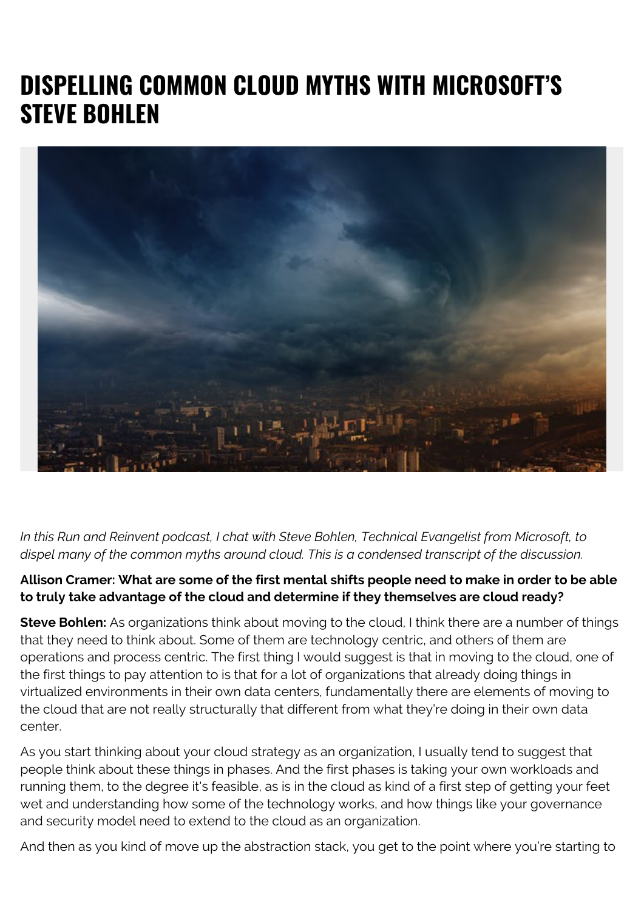# DISPELLING COMMON CLOUD MYTHS WITH MICROSOFT'S STEVE BOHLEN

*In this Run and Reinvent podcast, I chat with Steve Bohlen, Technical Evangelist from Microsoft, to dispel many of the common myths around cloud. This is a condensed transcript of the discussion.*

**Allison Cramer: What are some of the first mental shifts people need to make in order to be able to truly take advantage of the cloud and determine if they themselves are cloud ready?**

**Steve Bohlen:** As organizations think about moving to the cloud, I think there are a number of things that they need to think about. Some of them are technology centric, and others of them are operations and process centric. The first thing I would suggest is that in moving to the cloud, one of the first things to pay attention to is that for a lot of organizations that already doing things in virtualized environments in their own data centers, fundamentally there are elements of moving to the cloud that are not really structurally that different from what they're doing in their own data center.

As you start thinking about your cloud strategy as an organization, I usually tend to suggest that people think about these things in phases. And the first phases is taking your own workloads and running them, to the degree it's feasible, as is in the cloud as kind of a first step of getting your feet wet and understanding how some of the technology works, and how things like your governance and security model need to extend to the cloud as an organization.

And then as you kind of move up the abstraction stack, you get to the point where you're starting to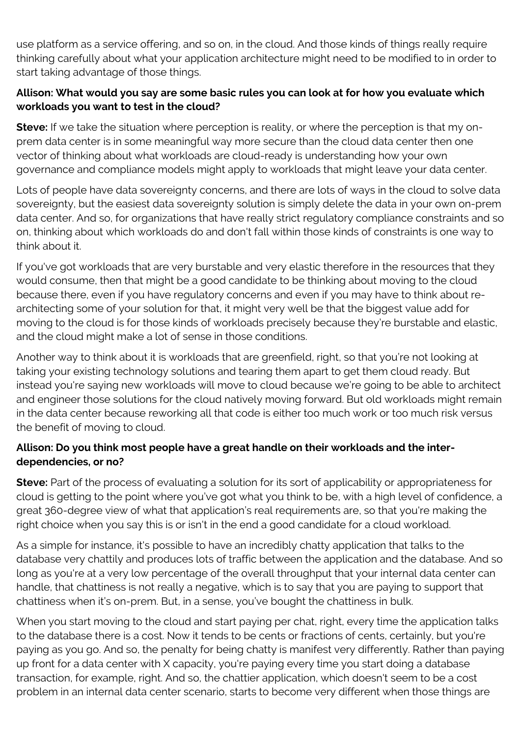use platform as a service offering, and so on, in the cloud. And those kinds of things really require thinking carefully about what your application architecture might need to be modified to in order to start taking advantage of those things.

**Allison: What would you say are some basic rules you can look at for how you evaluate which workloads you want to test in the cloud?**

**Steve:** If we take the situation where perception is reality, or where the perception is that my on-prem data center is in some meaningful way more secure than the cloud data center then one vector of thinking about what workloads are cloud-ready is understanding how your own governance and compliance models might apply to workloads that might leave your data center.

Lots of people have data sovereignty concerns, and there are lots of ways in the cloud to solve data sovereignty, but the easiest data sovereignty solution is simply delete the data in your own on-prem data center. And so, for organizations that have really strict regulatory compliance constraints and so on, thinking about which workloads do and don't fall within those kinds of constraints is one way to think about it.

If you've got workloads that are very burstable and very elastic therefore in the resources that they would consume, then that might be a good candidate to be thinking about moving to the cloud because there, even if you have regulatory concerns and even if you may have to think about re-architecting some of your solution for that, it might very well be that the biggest value add for moving to the cloud is for those kinds of workloads precisely because they're burstable and elastic, and the cloud might make a lot of sense in those conditions.

Another way to think about it is workloads that are greenfield, right, so that you're not looking at taking your existing technology solutions and tearing them apart to get them cloud ready. But instead you're saying new workloads will move to cloud because we're going to be able to architect and engineer those solutions for the cloud natively moving forward. But old workloads might remain in the data center because reworking all that code is either too much work or too much risk versus the benefit of moving to cloud.

**Allison: Do you think most people have a great handle on their workloads and the inter-dependencies, or no?**

**Steve:** Part of the process of evaluating a solution for its sort of applicability or appropriateness for cloud is getting to the point where you've got what you think to be, with a high level of confidence, a great 360-degree view of what that application's real requirements are, so that you're making the right choice when you say this is or isn't in the end a good candidate for a cloud workload.

As a simple for instance, it's possible to have an incredibly chatty application that talks to the database very chattily and produces lots of traffic between the application and the database. And so long as you're at a very low percentage of the overall throughput that your internal data center can handle, that chattiness is not really a negative, which is to say that you are paying to support that chattiness when it's on-prem. But, in a sense, you've bought the chattiness in bulk.

When you start moving to the cloud and start paying per chat, right, every time the application talks to the database there is a cost. Now it tends to be cents or fractions of cents, certainly, but you're paying as you go. And so, the penalty for being chatty is manifest very differently. Rather than paying up front for a data center with X capacity, you're paying every time you start doing a database transaction, for example, right. And so, the chattier application, which doesn't seem to be a cost problem in an internal data center scenario, starts to become very different when those things are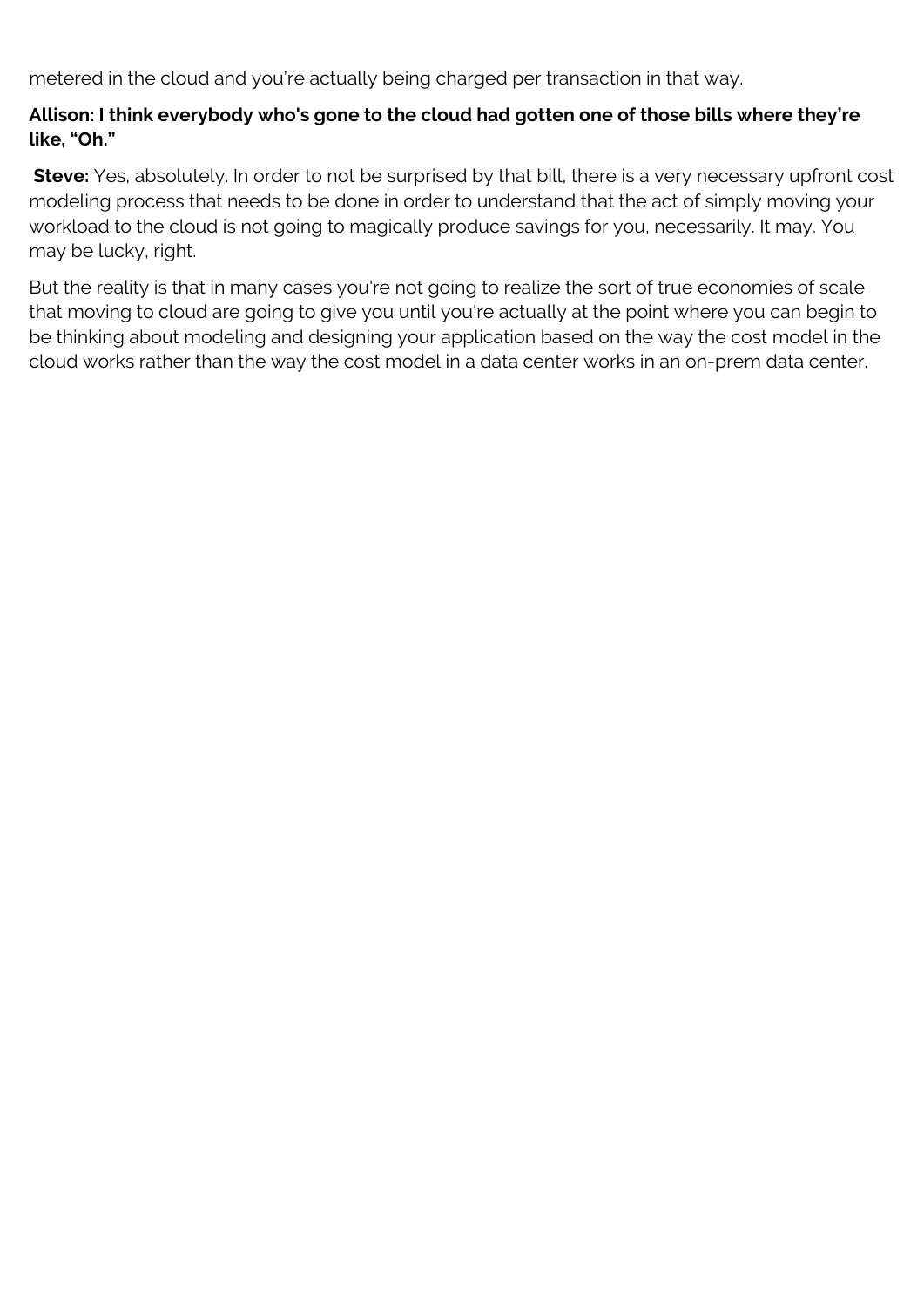metered in the cloud and you're actually being charged per transaction in that way.

**Allison: I think everybody who's gone to the cloud had gotten one of those bills where they're like, "Oh."**

**Steve:** Yes, absolutely. In order to not be surprised by that bill, there is a very necessary upfront cost modeling process that needs to be done in order to understand that the act of simply moving your workload to the cloud is not going to magically produce savings for you, necessarily. It may. You may be lucky, right.

But the reality is that in many cases you're not going to realize the sort of true economies of scale that moving to cloud are going to give you until you're actually at the point where you can begin to be thinking about modeling and designing your application based on the way the cost model in the cloud works rather than the way the cost model in a data center works in an on-prem data center.